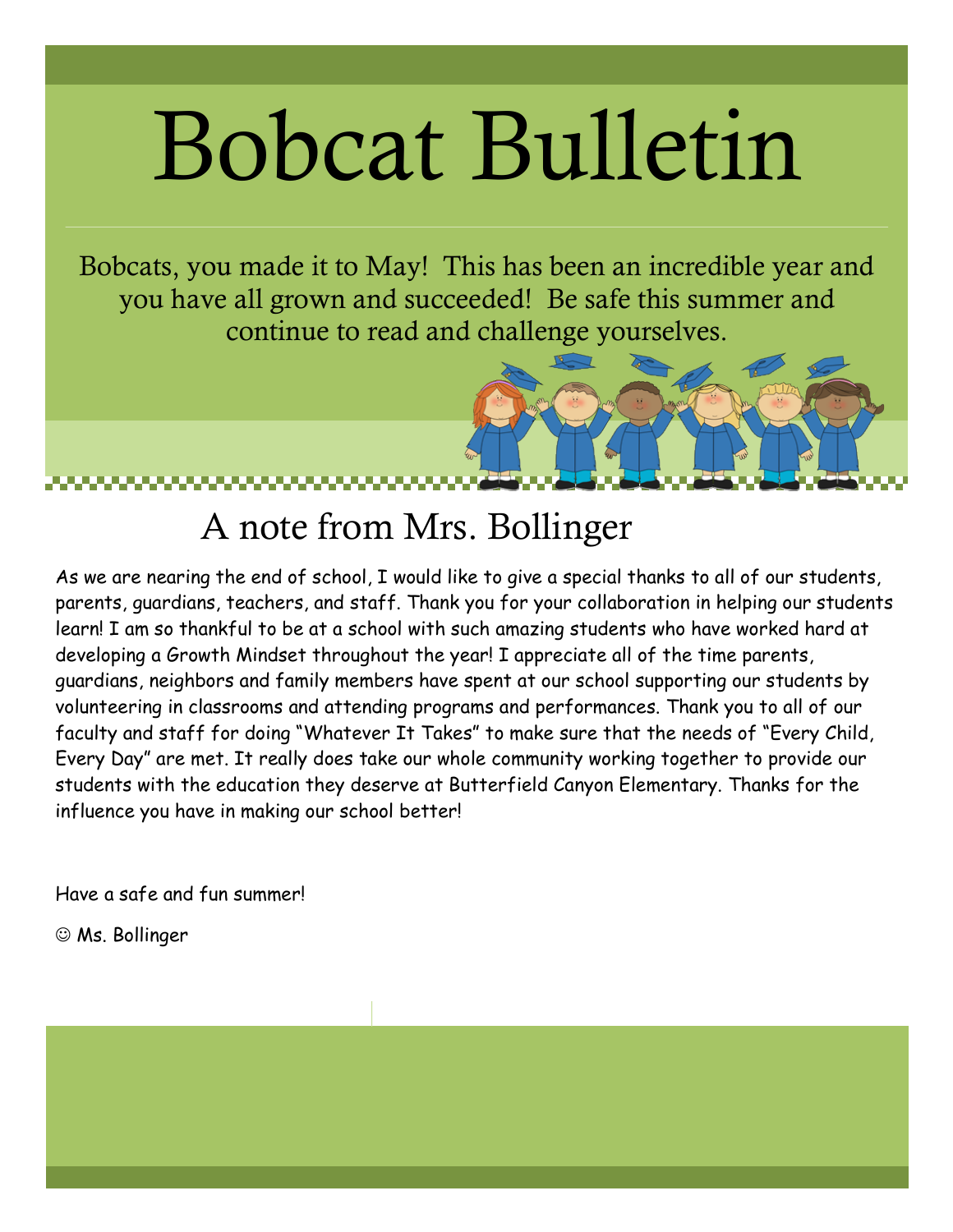# Bobcat Bulletin

Bobcats, you made it to May! This has been an incredible year and you have all grown and succeeded! Be safe this summer and continue to read and challenge yourselves.

## A note from Mrs. Bollinger

As we are nearing the end of school, I would like to give a special thanks to all of our students, parents, guardians, teachers, and staff. Thank you for your collaboration in helping our students learn! I am so thankful to be at a school with such amazing students who have worked hard at developing a Growth Mindset throughout the year! I appreciate all of the time parents, guardians, neighbors and family members have spent at our school supporting our students by volunteering in classrooms and attending programs and performances. Thank you to all of our faculty and staff for doing "Whatever It Takes" to make sure that the needs of "Every Child, Every Day" are met. It really does take our whole community working together to provide our students with the education they deserve at Butterfield Canyon Elementary. Thanks for the influence you have in making our school better!

Have a safe and fun summer!

☺ Ms. Bollinger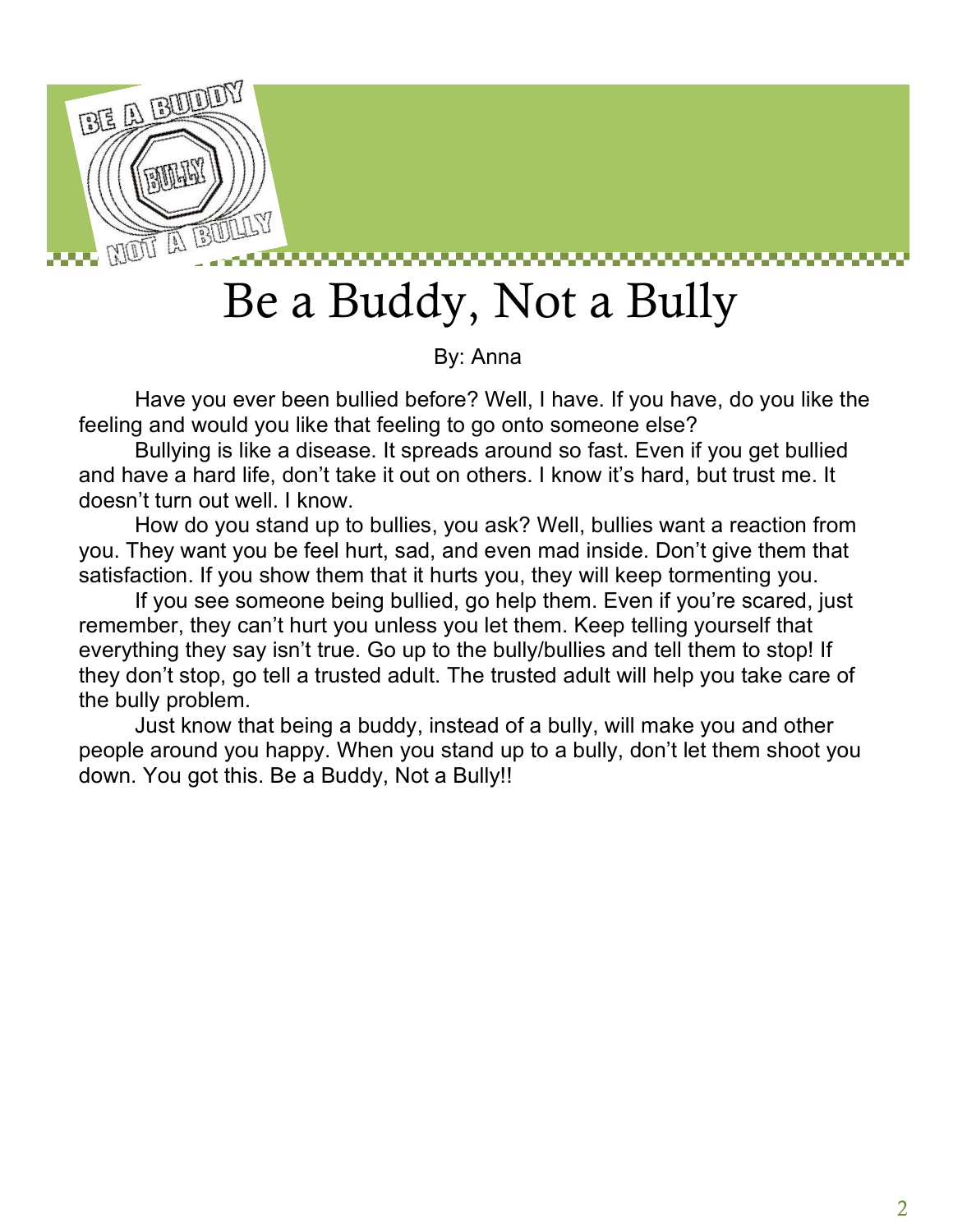# Be a Buddy, Not a Bully

By: Anna

Have you ever been bullied before? Well, I have. If you have, do you like the feeling and would you like that feeling to go onto someone else?

Bullying is like a disease. It spreads around so fast. Even if you get bullied and have a hard life, don't take it out on others. I know it's hard, but trust me. It doesn't turn out well. I know.

How do you stand up to bullies, you ask? Well, bullies want a reaction from you. They want you be feel hurt, sad, and even mad inside. Don't give them that satisfaction. If you show them that it hurts you, they will keep tormenting you.

If you see someone being bullied, go help them. Even if you're scared, just remember, they can't hurt you unless you let them. Keep telling yourself that everything they say isn't true. Go up to the bully/bullies and tell them to stop! If they don't stop, go tell a trusted adult. The trusted adult will help you take care of the bully problem.

Just know that being a buddy, instead of a bully, will make you and other people around you happy. When you stand up to a bully, don't let them shoot you down. You got this. Be a Buddy, Not a Bully!!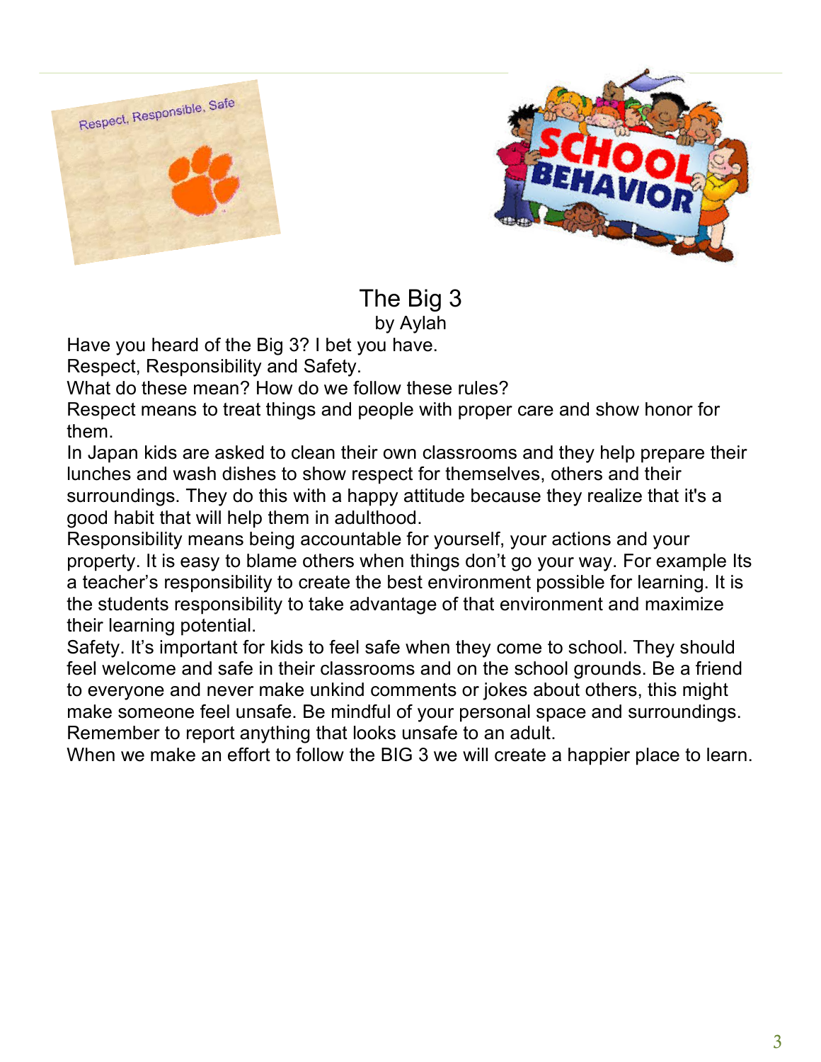# The Big 3

by Aylah

Have you heard of the Big 3? I bet you have.
Respect, Responsibility and Safety.
What do these mean? How do we follow these rules?
Respect means to treat things and people with proper care and show honor for them.
In Japan kids are asked to clean their own classrooms and they help prepare their lunches and wash dishes to show respect for themselves, others and their surroundings. They do this with a happy attitude because they realize that it's a good habit that will help them in adulthood.
Responsibility means being accountable for yourself, your actions and your property. It is easy to blame others when things don't go your way. For example Its a teacher's responsibility to create the best environment possible for learning. It is the students responsibility to take advantage of that environment and maximize their learning potential.
Safety. It's important for kids to feel safe when they come to school. They should feel welcome and safe in their classrooms and on the school grounds. Be a friend to everyone and never make unkind comments or jokes about others, this might make someone feel unsafe. Be mindful of your personal space and surroundings. Remember to report anything that looks unsafe to an adult.
When we make an effort to follow the BIG 3 we will create a happier place to learn.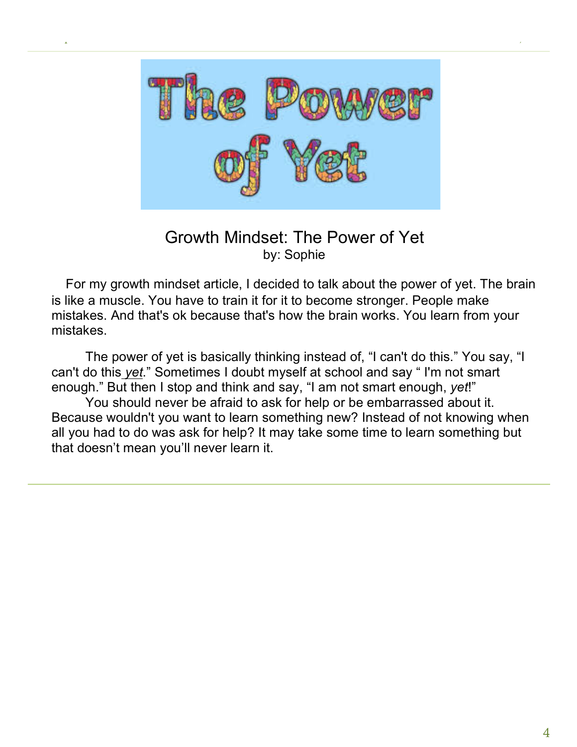# Growth Mindset: The Power of Yet

by: Sophie

For my growth mindset article, I decided to talk about the power of yet. The brain is like a muscle. You have to train it for it to become stronger. People make mistakes. And that's ok because that's how the brain works. You learn from your mistakes.

The power of yet is basically thinking instead of, "I can't do this." You say, "I can't do this *yet*." Sometimes I doubt myself at school and say " I'm not smart enough." But then I stop and think and say, "I am not smart enough, *yet*!"

You should never be afraid to ask for help or be embarrassed about it. Because wouldn't you want to learn something new? Instead of not knowing when all you had to do was ask for help? It may take some time to learn something but that doesn't mean you'll never learn it.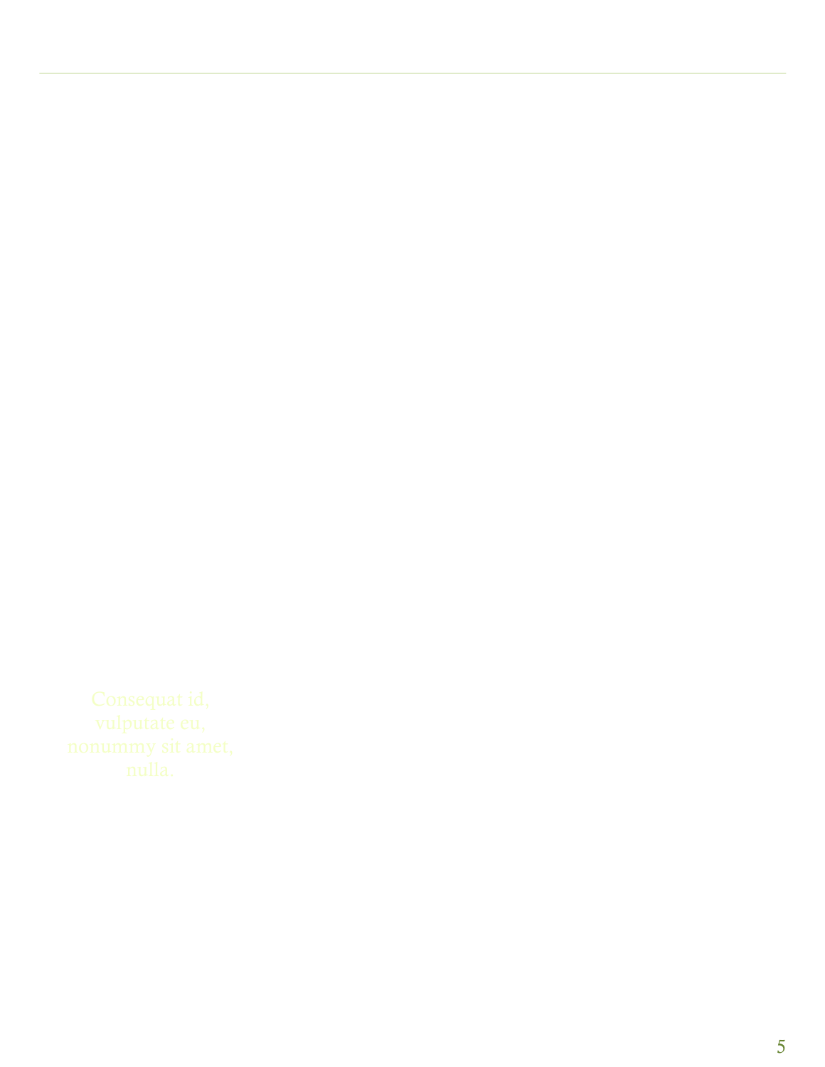Consequat id, vulputate eu, nonummy sit amet, nulla.